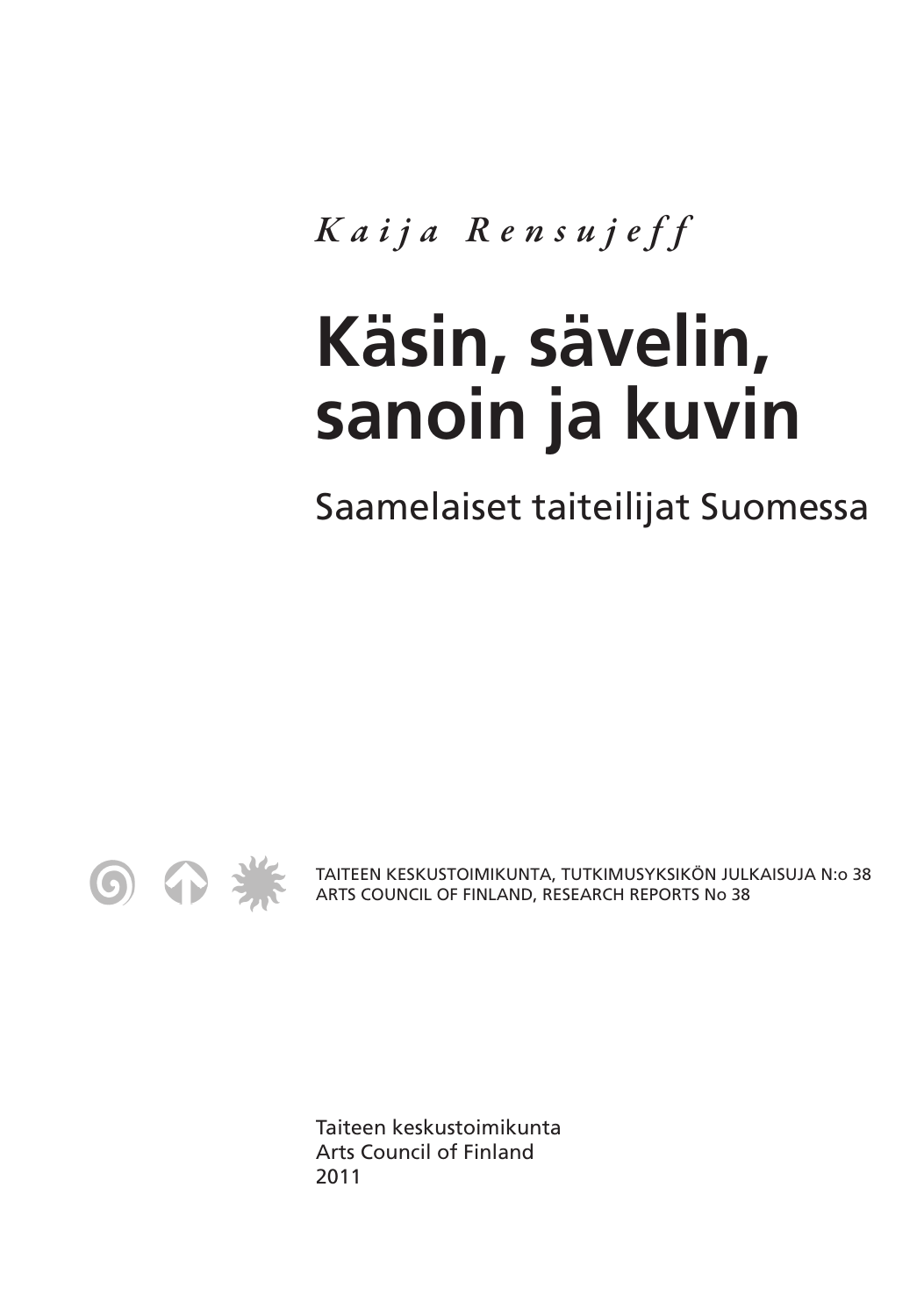*Kaija Rensujeff*

# Käsin, sävelin, sanoin ja kuvin

## Saamelaiset taiteilijat Suomessa

TAITEEN KESKUSTOIMIKUNTA, TUTKIMUSYKSIKÖN JULKAISUJA N:o 38
ARTS COUNCIL OF FINLAND, RESEARCH REPORTS No 38

Taiteen keskustoimikunta
Arts Council of Finland
2011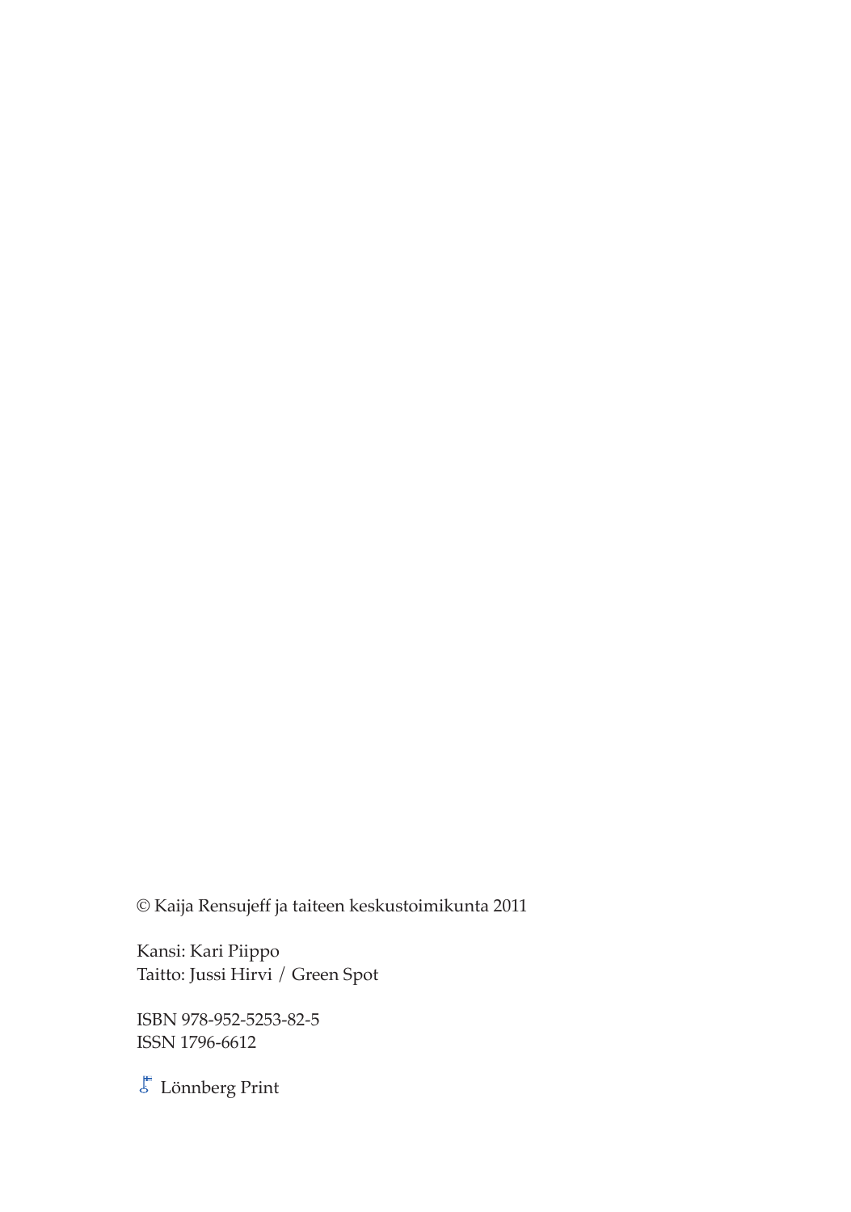© Kaija Rensujeff ja taiteen keskustoimikunta 2011

Kansi: Kari Piippo
Taitto: Jussi Hirvi / Green Spot

ISBN 978-952-5253-82-5
ISSN 1796-6612

Lönnberg Print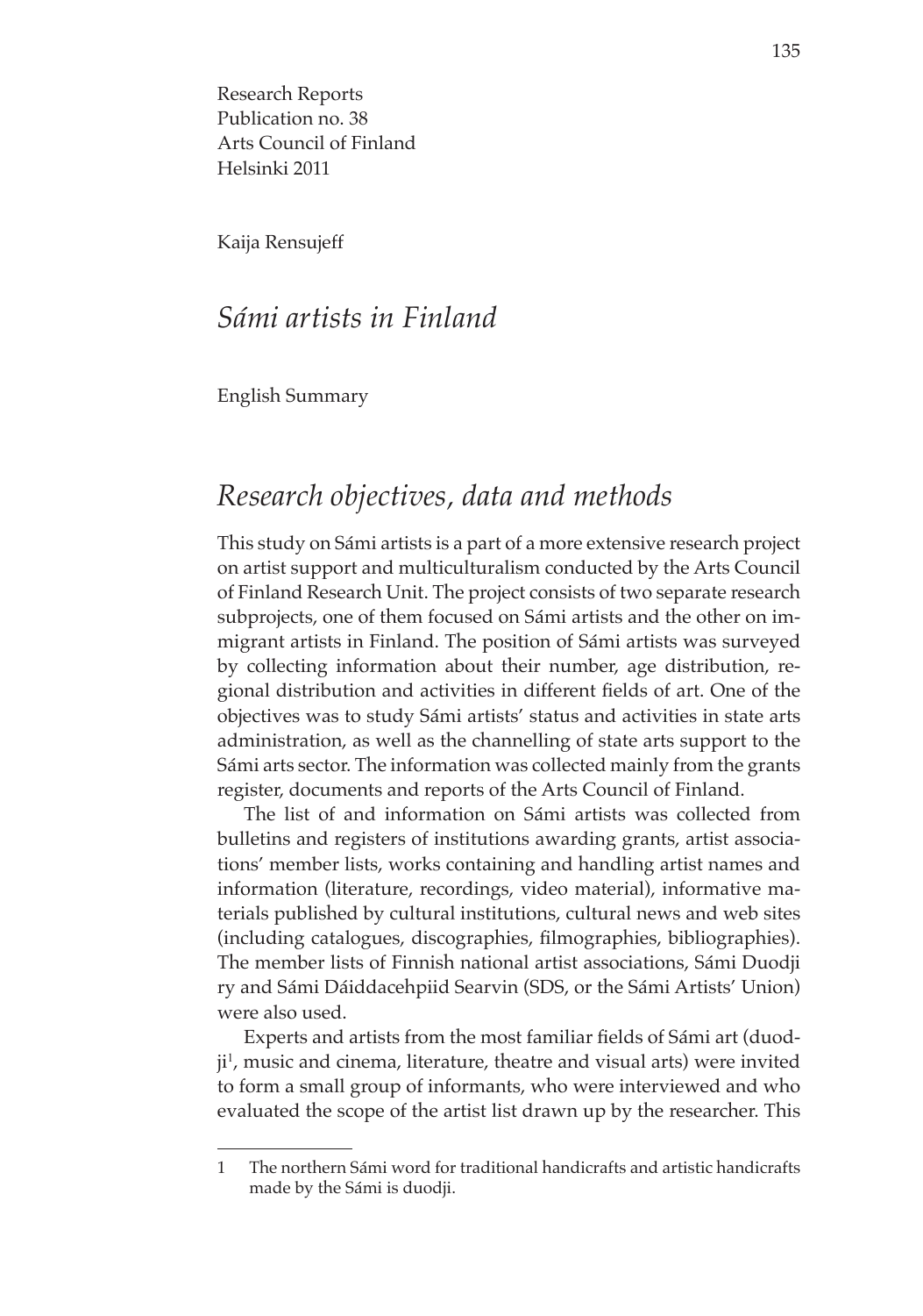Research Reports
Publication no. 38
Arts Council of Finland
Helsinki 2011

Kaija Rensujeff

# *Sámi artists in Finland*

English Summary

## *Research objectives, data and methods*

This study on Sámi artists is a part of a more extensive research project on artist support and multiculturalism conducted by the Arts Council of Finland Research Unit. The project consists of two separate research subprojects, one of them focused on Sámi artists and the other on immigrant artists in Finland. The position of Sámi artists was surveyed by collecting information about their number, age distribution, regional distribution and activities in different fields of art. One of the objectives was to study Sámi artists' status and activities in state arts administration, as well as the channelling of state arts support to the Sámi arts sector. The information was collected mainly from the grants register, documents and reports of the Arts Council of Finland.

The list of and information on Sámi artists was collected from bulletins and registers of institutions awarding grants, artist associations' member lists, works containing and handling artist names and information (literature, recordings, video material), informative materials published by cultural institutions, cultural news and web sites (including catalogues, discographies, filmographies, bibliographies). The member lists of Finnish national artist associations, Sámi Duodji ry and Sámi Dáiddacehpiid Searvin (SDS, or the Sámi Artists' Union) were also used.

Experts and artists from the most familiar fields of Sámi art (duodji[1], music and cinema, literature, theatre and visual arts) were invited to form a small group of informants, who were interviewed and who evaluated the scope of the artist list drawn up by the researcher. This

---

1 The northern Sámi word for traditional handicrafts and artistic handicrafts made by the Sámi is duodji.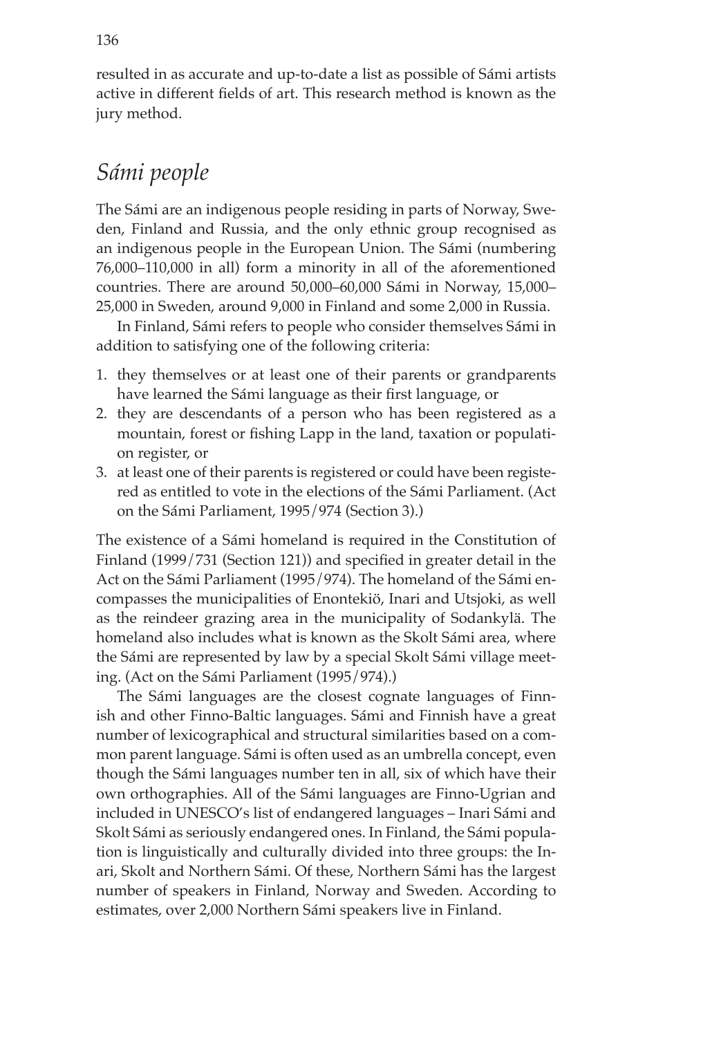resulted in as accurate and up-to-date a list as possible of Sámi artists active in different fields of art. This research method is known as the jury method.

## *Sámi people*

The Sámi are an indigenous people residing in parts of Norway, Sweden, Finland and Russia, and the only ethnic group recognised as an indigenous people in the European Union. The Sámi (numbering 76,000–110,000 in all) form a minority in all of the aforementioned countries. There are around 50,000–60,000 Sámi in Norway, 15,000–25,000 in Sweden, around 9,000 in Finland and some 2,000 in Russia.

In Finland, Sámi refers to people who consider themselves Sámi in addition to satisfying one of the following criteria:

1. they themselves or at least one of their parents or grandparents have learned the Sámi language as their first language, or
2. they are descendants of a person who has been registered as a mountain, forest or fishing Lapp in the land, taxation or population register, or
3. at least one of their parents is registered or could have been registered as entitled to vote in the elections of the Sámi Parliament. (Act on the Sámi Parliament, 1995/974 (Section 3).)

The existence of a Sámi homeland is required in the Constitution of Finland (1999/731 (Section 121)) and specified in greater detail in the Act on the Sámi Parliament (1995/974). The homeland of the Sámi encompasses the municipalities of Enontekiö, Inari and Utsjoki, as well as the reindeer grazing area in the municipality of Sodankylä. The homeland also includes what is known as the Skolt Sámi area, where the Sámi are represented by law by a special Skolt Sámi village meeting. (Act on the Sámi Parliament (1995/974).)

The Sámi languages are the closest cognate languages of Finnish and other Finno-Baltic languages. Sámi and Finnish have a great number of lexicographical and structural similarities based on a common parent language. Sámi is often used as an umbrella concept, even though the Sámi languages number ten in all, six of which have their own orthographies. All of the Sámi languages are Finno-Ugrian and included in UNESCO's list of endangered languages – Inari Sámi and Skolt Sámi as seriously endangered ones. In Finland, the Sámi population is linguistically and culturally divided into three groups: the Inari, Skolt and Northern Sámi. Of these, Northern Sámi has the largest number of speakers in Finland, Norway and Sweden. According to estimates, over 2,000 Northern Sámi speakers live in Finland.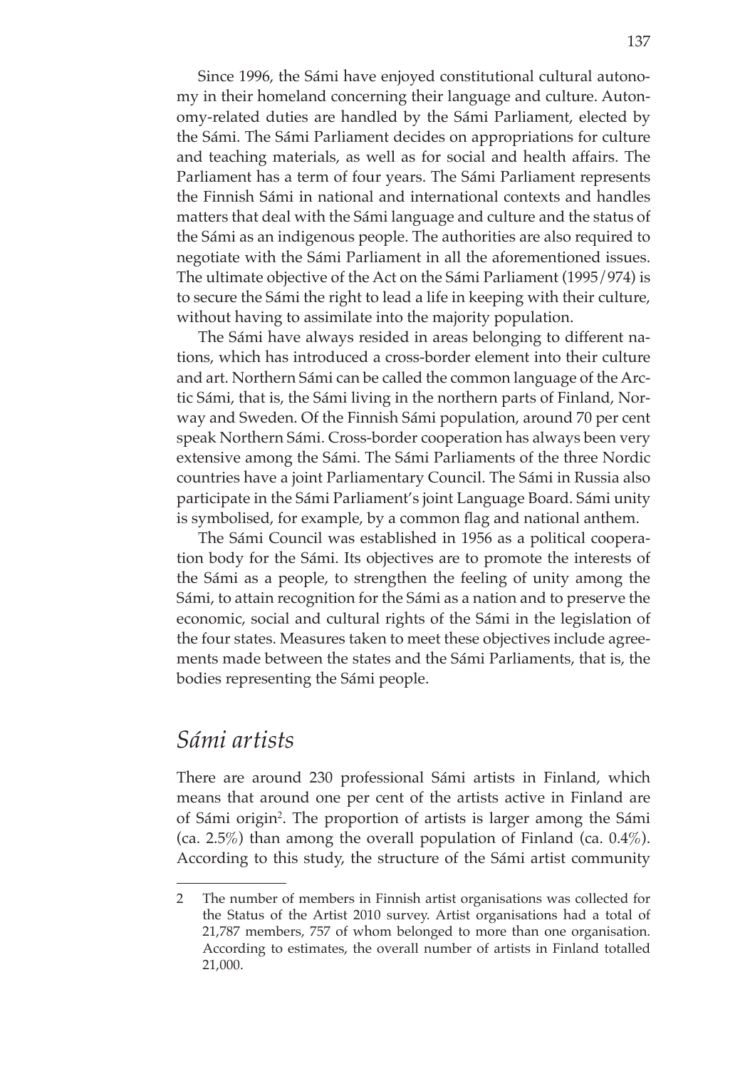Since 1996, the Sámi have enjoyed constitutional cultural autonomy in their homeland concerning their language and culture. Autonomy-related duties are handled by the Sámi Parliament, elected by the Sámi. The Sámi Parliament decides on appropriations for culture and teaching materials, as well as for social and health affairs. The Parliament has a term of four years. The Sámi Parliament represents the Finnish Sámi in national and international contexts and handles matters that deal with the Sámi language and culture and the status of the Sámi as an indigenous people. The authorities are also required to negotiate with the Sámi Parliament in all the aforementioned issues. The ultimate objective of the Act on the Sámi Parliament (1995/974) is to secure the Sámi the right to lead a life in keeping with their culture, without having to assimilate into the majority population.

The Sámi have always resided in areas belonging to different nations, which has introduced a cross-border element into their culture and art. Northern Sámi can be called the common language of the Arctic Sámi, that is, the Sámi living in the northern parts of Finland, Norway and Sweden. Of the Finnish Sámi population, around 70 per cent speak Northern Sámi. Cross-border cooperation has always been very extensive among the Sámi. The Sámi Parliaments of the three Nordic countries have a joint Parliamentary Council. The Sámi in Russia also participate in the Sámi Parliament's joint Language Board. Sámi unity is symbolised, for example, by a common flag and national anthem.

The Sámi Council was established in 1956 as a political cooperation body for the Sámi. Its objectives are to promote the interests of the Sámi as a people, to strengthen the feeling of unity among the Sámi, to attain recognition for the Sámi as a nation and to preserve the economic, social and cultural rights of the Sámi in the legislation of the four states. Measures taken to meet these objectives include agreements made between the states and the Sámi Parliaments, that is, the bodies representing the Sámi people.

## *Sámi artists*

There are around 230 professional Sámi artists in Finland, which means that around one per cent of the artists active in Finland are of Sámi origin[2]. The proportion of artists is larger among the Sámi (ca. 2.5%) than among the overall population of Finland (ca. 0.4%). According to this study, the structure of the Sámi artist community

---

2 The number of members in Finnish artist organisations was collected for the Status of the Artist 2010 survey. Artist organisations had a total of 21,787 members, 757 of whom belonged to more than one organisation. According to estimates, the overall number of artists in Finland totalled 21,000.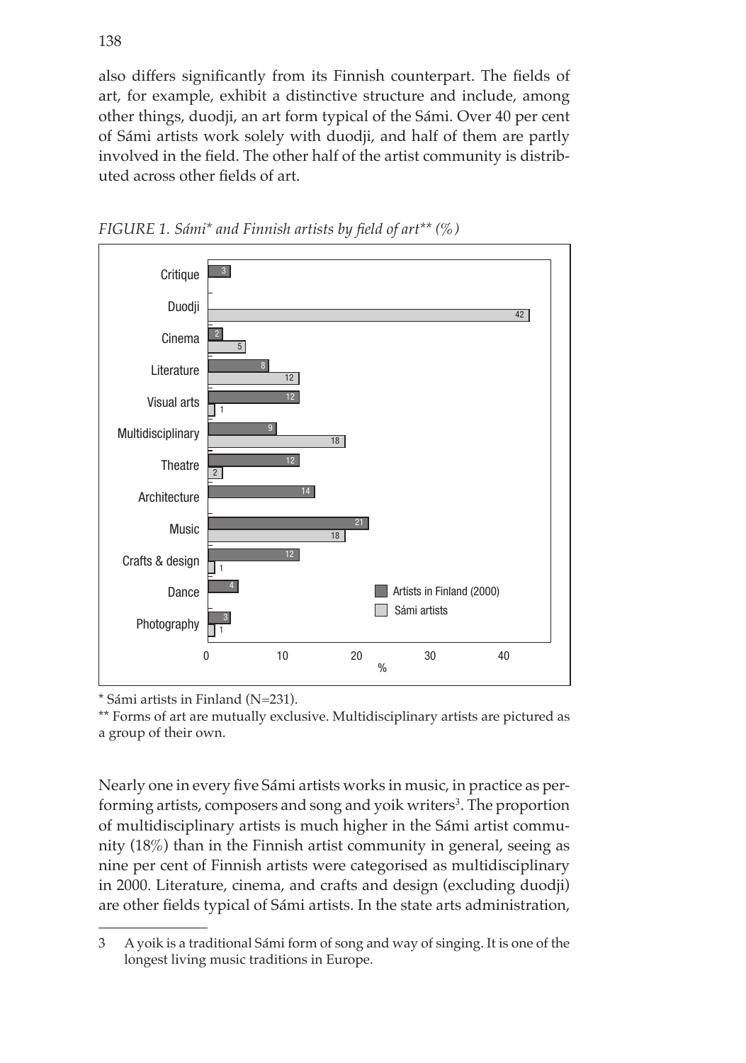also differs significantly from its Finnish counterpart. The fields of art, for example, exhibit a distinctive structure and include, among other things, duodji, an art form typical of the Sámi. Over 40 per cent of Sámi artists work solely with duodji, and half of them are partly involved in the field. The other half of the artist community is distributed across other fields of art.

*FIGURE 1. Sámi\* and Finnish artists by field of art\*\* (%)*

| Field of art | Artists in Finland (2000) | Sámi artists |
|---|---|---|
| Critique | 3 | |
| Duodji | | 42 |
| Cinema | 2 | 5 |
| Literature | 8 | 12 |
| Visual arts | 12 | 1 |
| Multidisciplinary | 9 | 18 |
| Theatre | 12 | 2 |
| Architecture | 14 | |
| Music | 21 | 18 |
| Crafts & design | 12 | 1 |
| Dance | 4 | |
| Photography | 3 | 1 |

\* Sámi artists in Finland (N=231).

\*\* Forms of art are mutually exclusive. Multidisciplinary artists are pictured as a group of their own.

Nearly one in every five Sámi artists works in music, in practice as performing artists, composers and song and yoik writers[3]. The proportion of multidisciplinary artists is much higher in the Sámi artist community (18%) than in the Finnish artist community in general, seeing as nine per cent of Finnish artists were categorised as multidisciplinary in 2000. Literature, cinema, and crafts and design (excluding duodji) are other fields typical of Sámi artists. In the state arts administration,

3 A yoik is a traditional Sámi form of song and way of singing. It is one of the longest living music traditions in Europe.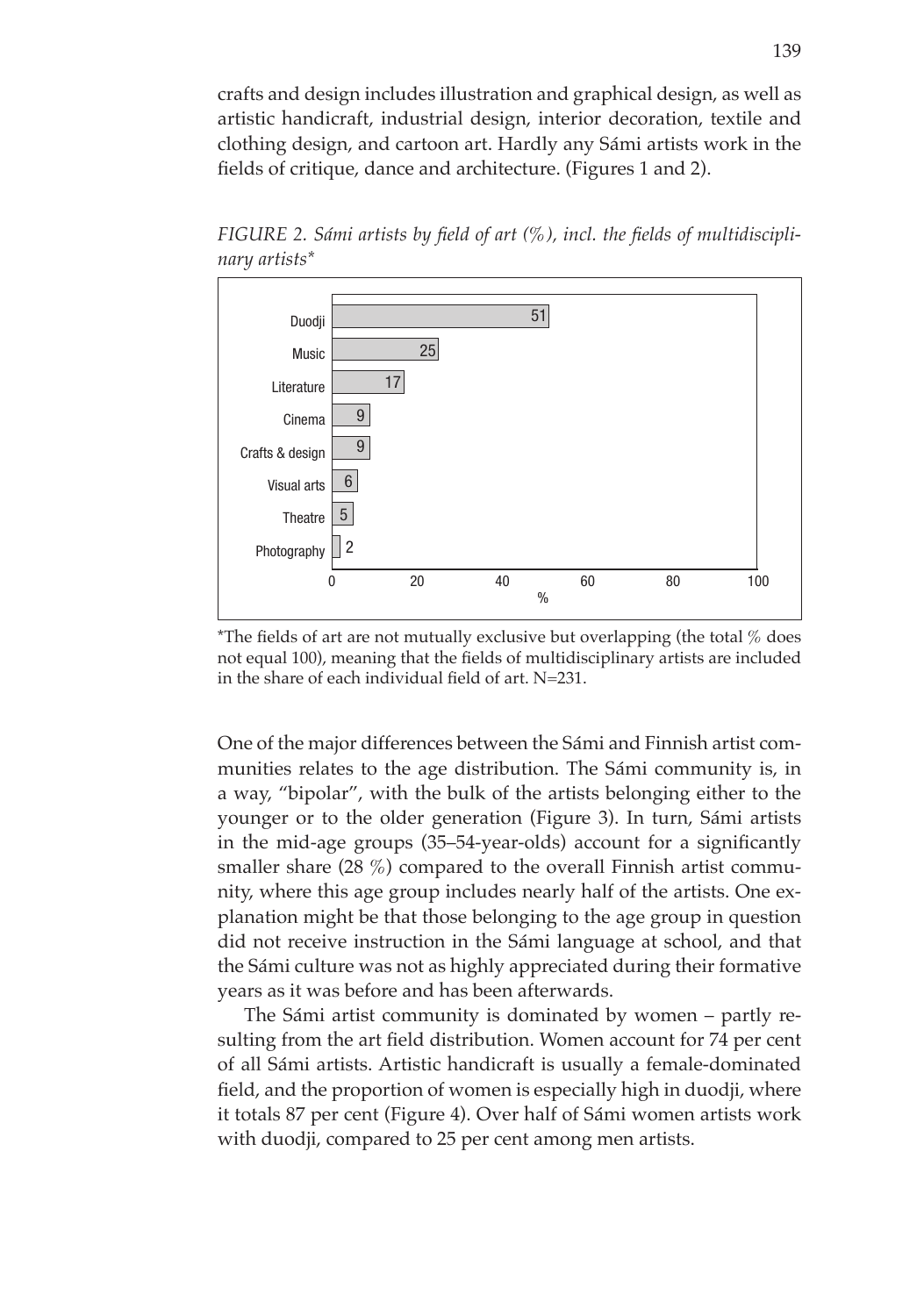crafts and design includes illustration and graphical design, as well as artistic handicraft, industrial design, interior decoration, textile and clothing design, and cartoon art. Hardly any Sámi artists work in the fields of critique, dance and architecture. (Figures 1 and 2).

*FIGURE 2. Sámi artists by field of art (%), incl. the fields of multidisciplinary artists\**

| Field of art | % |
|---|---|
| Duodji | 51 |
| Music | 25 |
| Literature | 17 |
| Cinema | 9 |
| Crafts & design | 9 |
| Visual arts | 6 |
| Theatre | 5 |
| Photography | 2 |

\*The fields of art are not mutually exclusive but overlapping (the total % does not equal 100), meaning that the fields of multidisciplinary artists are included in the share of each individual field of art. N=231.

One of the major differences between the Sámi and Finnish artist communities relates to the age distribution. The Sámi community is, in a way, "bipolar", with the bulk of the artists belonging either to the younger or to the older generation (Figure 3). In turn, Sámi artists in the mid-age groups (35–54-year-olds) account for a significantly smaller share (28 %) compared to the overall Finnish artist community, where this age group includes nearly half of the artists. One explanation might be that those belonging to the age group in question did not receive instruction in the Sámi language at school, and that the Sámi culture was not as highly appreciated during their formative years as it was before and has been afterwards.

The Sámi artist community is dominated by women – partly resulting from the art field distribution. Women account for 74 per cent of all Sámi artists. Artistic handicraft is usually a female-dominated field, and the proportion of women is especially high in duodji, where it totals 87 per cent (Figure 4). Over half of Sámi women artists work with duodji, compared to 25 per cent among men artists.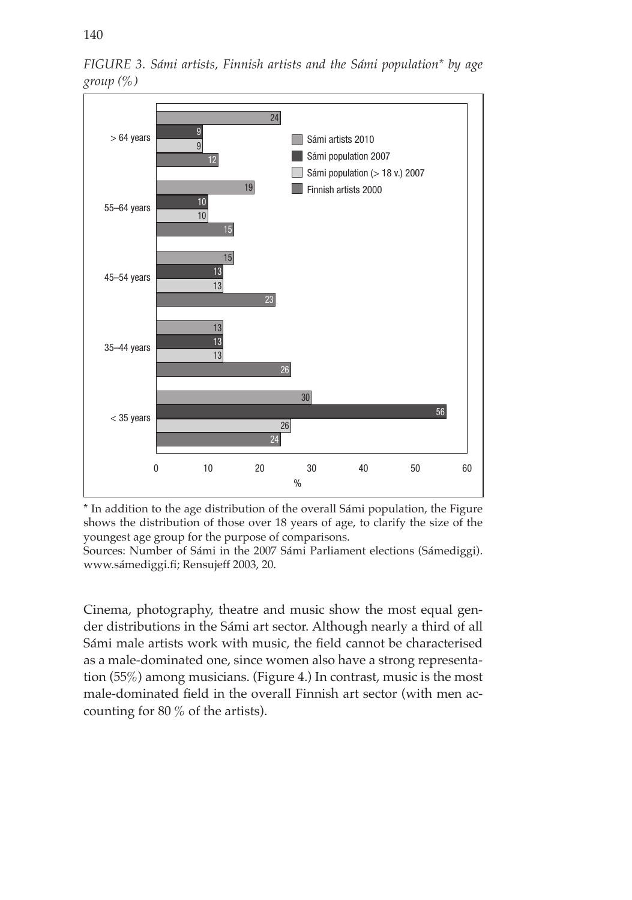*FIGURE 3. Sámi artists, Finnish artists and the Sámi population* by age group (%)*

| Age group | Sámi artists 2010 | Sámi population 2007 | Sámi population (> 18 v.) 2007 | Finnish artists 2000 |
|---|---|---|---|---|
| > 64 years | 24 | 9 | 9 | 12 |
| 55–64 years | 19 | 10 | 10 | 15 |
| 45–54 years | 15 | 13 | 13 | 23 |
| 35–44 years | 13 | 13 | 13 | 26 |
| < 35 years | 30 | 56 | 26 | 24 |

\* In addition to the age distribution of the overall Sámi population, the Figure shows the distribution of those over 18 years of age, to clarify the size of the youngest age group for the purpose of comparisons.
Sources: Number of Sámi in the 2007 Sámi Parliament elections (Sámediggi). www.sámediggi.fi; Rensujeff 2003, 20.

Cinema, photography, theatre and music show the most equal gender distributions in the Sámi art sector. Although nearly a third of all Sámi male artists work with music, the field cannot be characterised as a male-dominated one, since women also have a strong representation (55%) among musicians. (Figure 4.) In contrast, music is the most male-dominated field in the overall Finnish art sector (with men accounting for 80 % of the artists).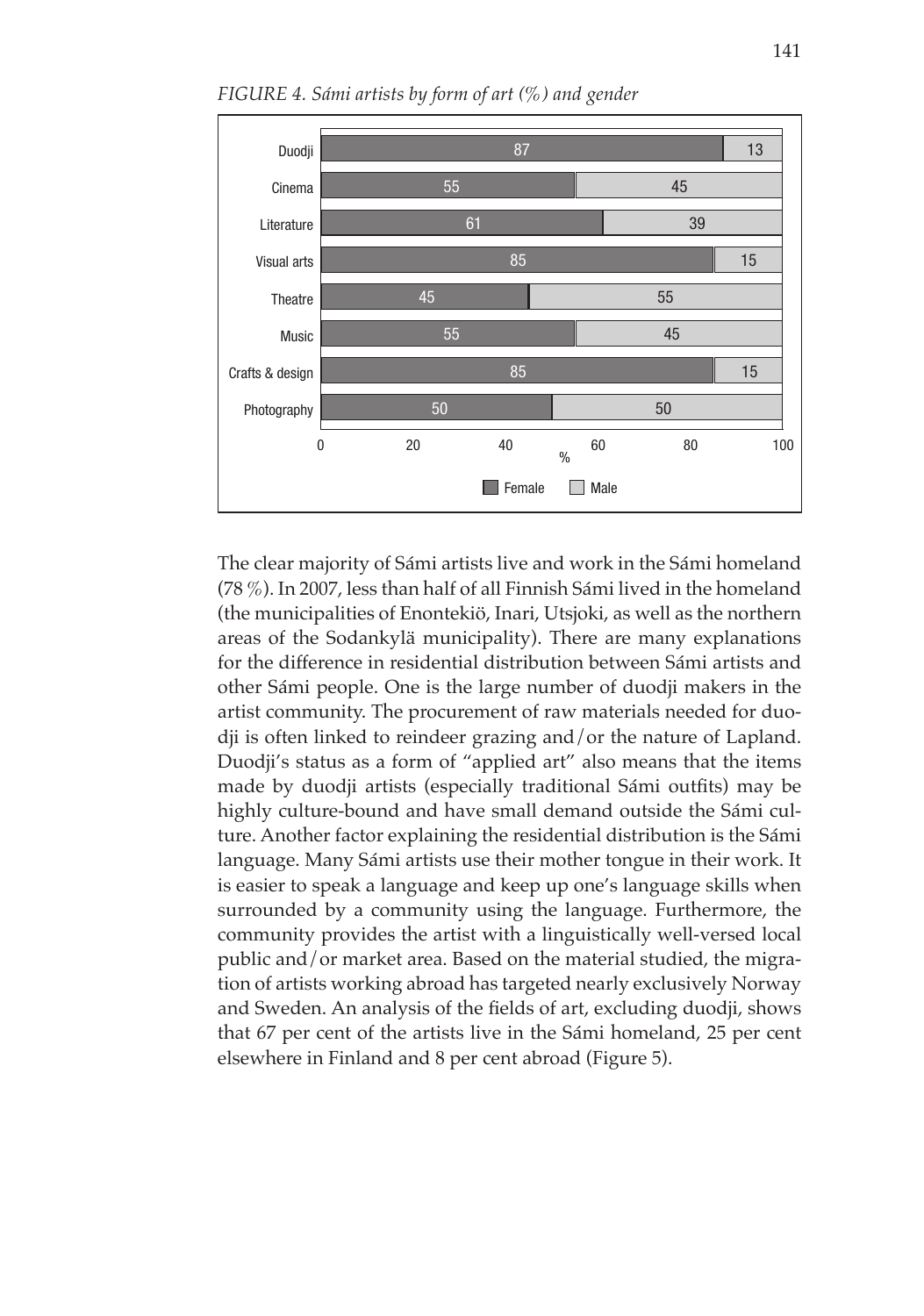*FIGURE 4. Sámi artists by form of art (%) and gender*

| Form of art | Female | Male |
|---|---|---|
| Duodji | 87 | 13 |
| Cinema | 55 | 45 |
| Literature | 61 | 39 |
| Visual arts | 85 | 15 |
| Theatre | 45 | 55 |
| Music | 55 | 45 |
| Crafts & design | 85 | 15 |
| Photography | 50 | 50 |

The clear majority of Sámi artists live and work in the Sámi homeland (78 %). In 2007, less than half of all Finnish Sámi lived in the homeland (the municipalities of Enontekiö, Inari, Utsjoki, as well as the northern areas of the Sodankylä municipality). There are many explanations for the difference in residential distribution between Sámi artists and other Sámi people. One is the large number of duodji makers in the artist community. The procurement of raw materials needed for duodji is often linked to reindeer grazing and/or the nature of Lapland. Duodji's status as a form of "applied art" also means that the items made by duodji artists (especially traditional Sámi outfits) may be highly culture-bound and have small demand outside the Sámi culture. Another factor explaining the residential distribution is the Sámi language. Many Sámi artists use their mother tongue in their work. It is easier to speak a language and keep up one's language skills when surrounded by a community using the language. Furthermore, the community provides the artist with a linguistically well-versed local public and/or market area. Based on the material studied, the migration of artists working abroad has targeted nearly exclusively Norway and Sweden. An analysis of the fields of art, excluding duodji, shows that 67 per cent of the artists live in the Sámi homeland, 25 per cent elsewhere in Finland and 8 per cent abroad (Figure 5).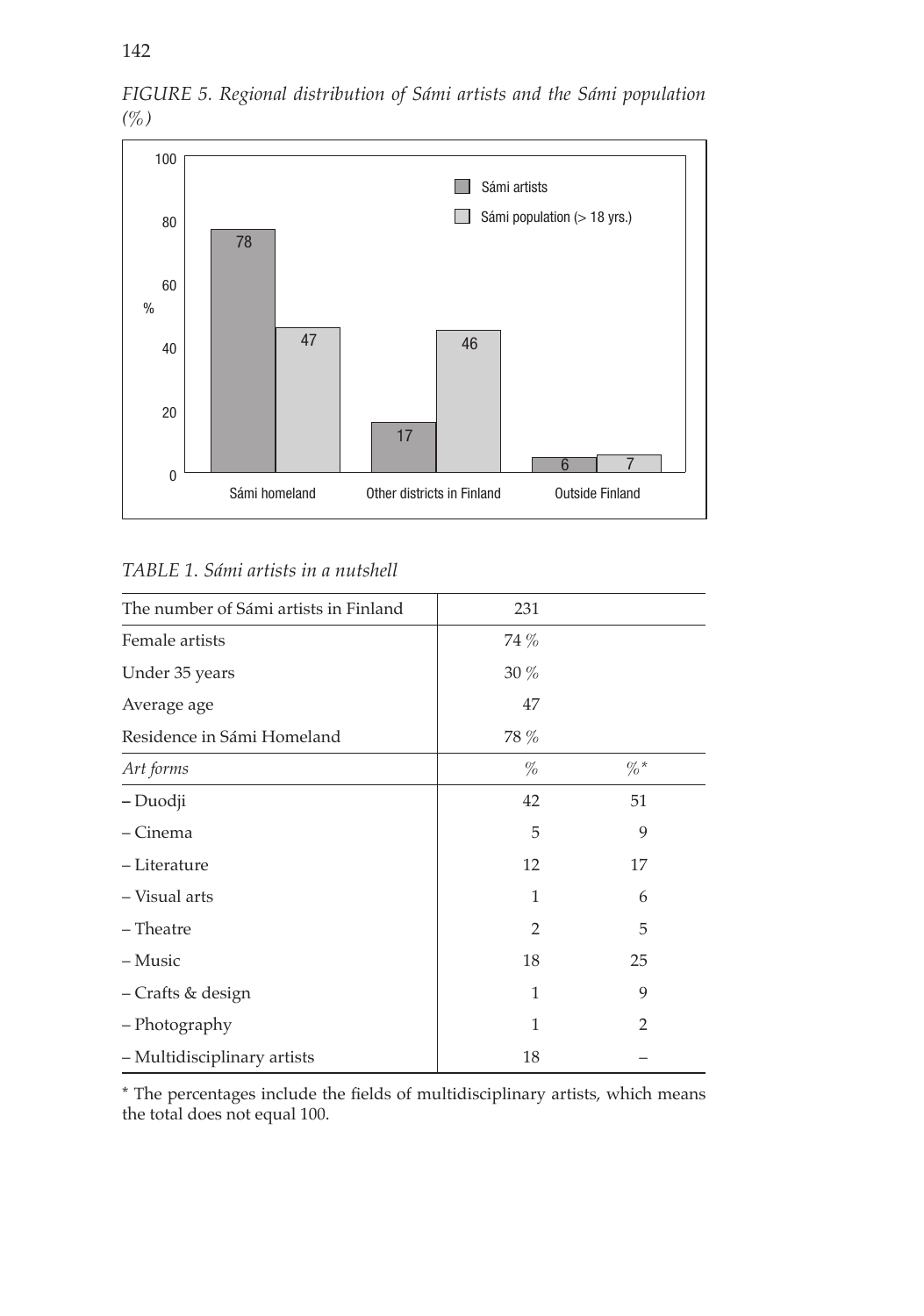*FIGURE 5. Regional distribution of Sámi artists and the Sámi population (%)*

| | Sámi artists | Sámi population (> 18 yrs.) |
|---|---|---|
| Sámi homeland | 78 | 47 |
| Other districts in Finland | 17 | 46 |
| Outside Finland | 6 | 7 |

*TABLE 1. Sámi artists in a nutshell*

| | | |
|---|---|---|
| The number of Sámi artists in Finland | 231 | |
| Female artists | 74 % | |
| Under 35 years | 30 % | |
| Average age | 47 | |
| Residence in Sámi Homeland | 78 % | |
| *Art forms* | *%* | *%\** |
| – Duodji | 42 | 51 |
| – Cinema | 5 | 9 |
| – Literature | 12 | 17 |
| – Visual arts | 1 | 6 |
| – Theatre | 2 | 5 |
| – Music | 18 | 25 |
| – Crafts & design | 1 | 9 |
| – Photography | 1 | 2 |
| – Multidisciplinary artists | 18 | – |

\* The percentages include the fields of multidisciplinary artists, which means the total does not equal 100.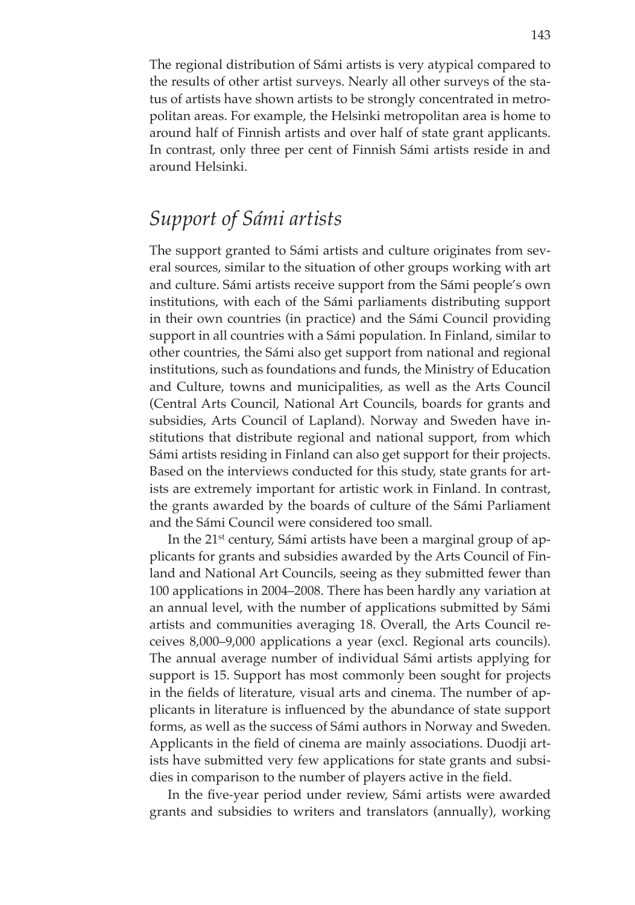The regional distribution of Sámi artists is very atypical compared to the results of other artist surveys. Nearly all other surveys of the status of artists have shown artists to be strongly concentrated in metropolitan areas. For example, the Helsinki metropolitan area is home to around half of Finnish artists and over half of state grant applicants. In contrast, only three per cent of Finnish Sámi artists reside in and around Helsinki.

## *Support of Sámi artists*

The support granted to Sámi artists and culture originates from several sources, similar to the situation of other groups working with art and culture. Sámi artists receive support from the Sámi people's own institutions, with each of the Sámi parliaments distributing support in their own countries (in practice) and the Sámi Council providing support in all countries with a Sámi population. In Finland, similar to other countries, the Sámi also get support from national and regional institutions, such as foundations and funds, the Ministry of Education and Culture, towns and municipalities, as well as the Arts Council (Central Arts Council, National Art Councils, boards for grants and subsidies, Arts Council of Lapland). Norway and Sweden have institutions that distribute regional and national support, from which Sámi artists residing in Finland can also get support for their projects. Based on the interviews conducted for this study, state grants for artists are extremely important for artistic work in Finland. In contrast, the grants awarded by the boards of culture of the Sámi Parliament and the Sámi Council were considered too small.

In the 21st century, Sámi artists have been a marginal group of applicants for grants and subsidies awarded by the Arts Council of Finland and National Art Councils, seeing as they submitted fewer than 100 applications in 2004–2008. There has been hardly any variation at an annual level, with the number of applications submitted by Sámi artists and communities averaging 18. Overall, the Arts Council receives 8,000–9,000 applications a year (excl. Regional arts councils). The annual average number of individual Sámi artists applying for support is 15. Support has most commonly been sought for projects in the fields of literature, visual arts and cinema. The number of applicants in literature is influenced by the abundance of state support forms, as well as the success of Sámi authors in Norway and Sweden. Applicants in the field of cinema are mainly associations. Duodji artists have submitted very few applications for state grants and subsidies in comparison to the number of players active in the field.

In the five-year period under review, Sámi artists were awarded grants and subsidies to writers and translators (annually), working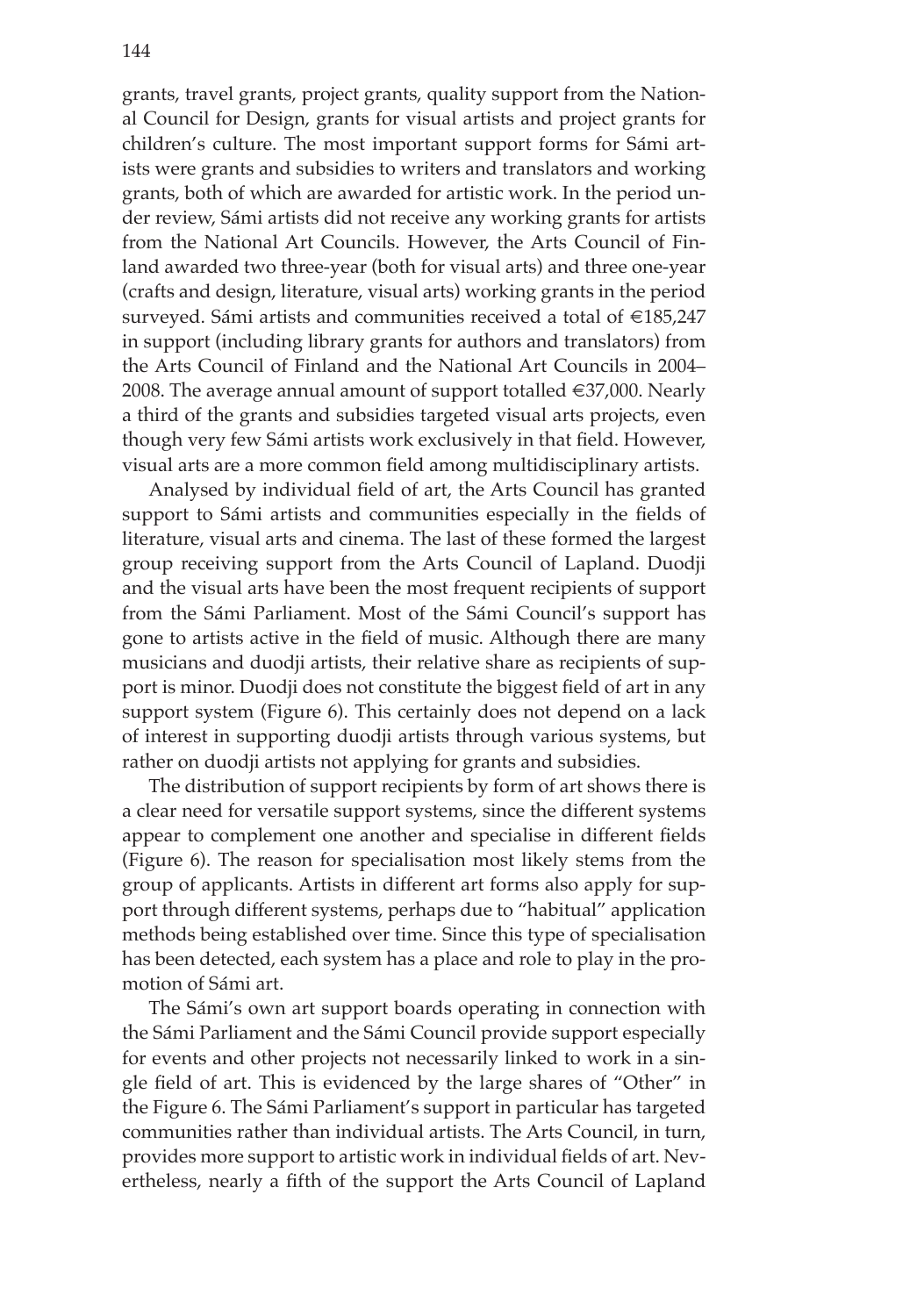grants, travel grants, project grants, quality support from the National Council for Design, grants for visual artists and project grants for children's culture. The most important support forms for Sámi artists were grants and subsidies to writers and translators and working grants, both of which are awarded for artistic work. In the period under review, Sámi artists did not receive any working grants for artists from the National Art Councils. However, the Arts Council of Finland awarded two three-year (both for visual arts) and three one-year (crafts and design, literature, visual arts) working grants in the period surveyed. Sámi artists and communities received a total of €185,247 in support (including library grants for authors and translators) from the Arts Council of Finland and the National Art Councils in 2004–2008. The average annual amount of support totalled €37,000. Nearly a third of the grants and subsidies targeted visual arts projects, even though very few Sámi artists work exclusively in that field. However, visual arts are a more common field among multidisciplinary artists.

Analysed by individual field of art, the Arts Council has granted support to Sámi artists and communities especially in the fields of literature, visual arts and cinema. The last of these formed the largest group receiving support from the Arts Council of Lapland. Duodji and the visual arts have been the most frequent recipients of support from the Sámi Parliament. Most of the Sámi Council's support has gone to artists active in the field of music. Although there are many musicians and duodji artists, their relative share as recipients of support is minor. Duodji does not constitute the biggest field of art in any support system (Figure 6). This certainly does not depend on a lack of interest in supporting duodji artists through various systems, but rather on duodji artists not applying for grants and subsidies.

The distribution of support recipients by form of art shows there is a clear need for versatile support systems, since the different systems appear to complement one another and specialise in different fields (Figure 6). The reason for specialisation most likely stems from the group of applicants. Artists in different art forms also apply for support through different systems, perhaps due to "habitual" application methods being established over time. Since this type of specialisation has been detected, each system has a place and role to play in the promotion of Sámi art.

The Sámi's own art support boards operating in connection with the Sámi Parliament and the Sámi Council provide support especially for events and other projects not necessarily linked to work in a single field of art. This is evidenced by the large shares of "Other" in the Figure 6. The Sámi Parliament's support in particular has targeted communities rather than individual artists. The Arts Council, in turn, provides more support to artistic work in individual fields of art. Nevertheless, nearly a fifth of the support the Arts Council of Lapland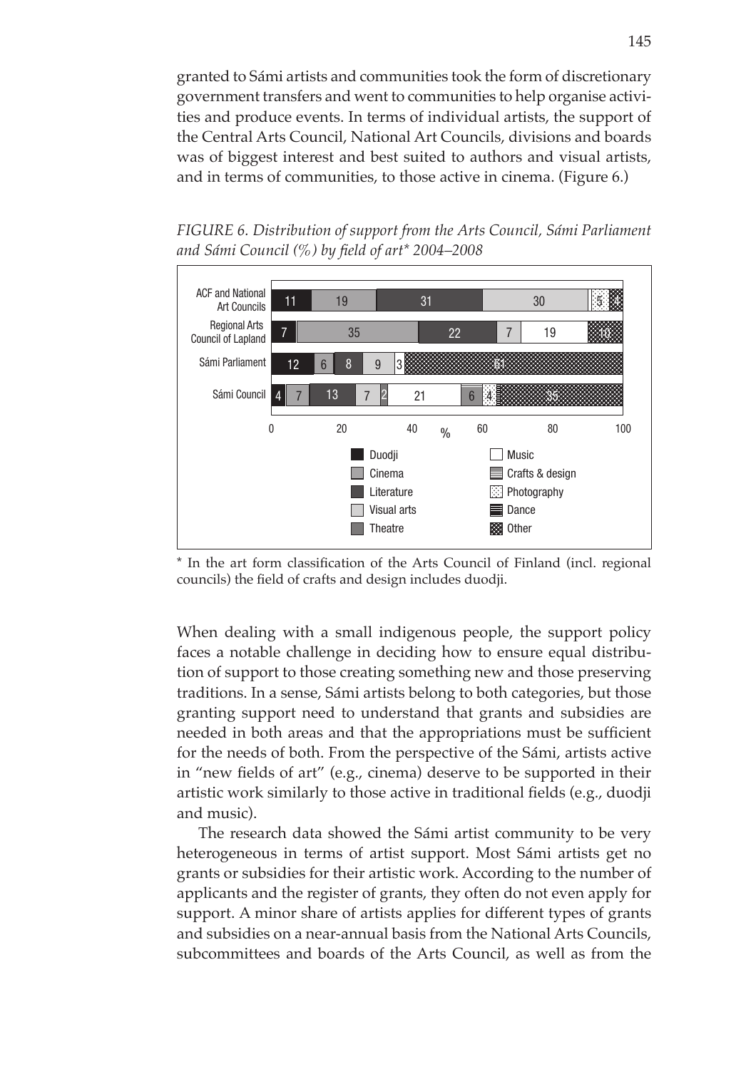granted to Sámi artists and communities took the form of discretionary government transfers and went to communities to help organise activities and produce events. In terms of individual artists, the support of the Central Arts Council, National Art Councils, divisions and boards was of biggest interest and best suited to authors and visual artists, and in terms of communities, to those active in cinema. (Figure 6.)

*FIGURE 6. Distribution of support from the Arts Council, Sámi Parliament and Sámi Council (%) by field of art\* 2004–2008*

| | Duodji | Cinema | Literature | Visual arts | Theatre | Music | Crafts & design | Photography | Dance | Other |
|---|---|---|---|---|---|---|---|---|---|---|
| ACF and National Art Councils | 11 | 19 | 31 | 30 | | | | 5 | | 4 |
| Regional Arts Council of Lapland | 7 | 35 | 22 | 7 | | 19 | | | | 10 |
| Sámi Parliament | 12 | 6 | 8 | 9 | 3 | | | | | 61 |
| Sámi Council | 4 | 7 | 13 | 7 | 2 | 21 | 6 | 4 | | 35 |

\* In the art form classification of the Arts Council of Finland (incl. regional councils) the field of crafts and design includes duodji.

When dealing with a small indigenous people, the support policy faces a notable challenge in deciding how to ensure equal distribution of support to those creating something new and those preserving traditions. In a sense, Sámi artists belong to both categories, but those granting support need to understand that grants and subsidies are needed in both areas and that the appropriations must be sufficient for the needs of both. From the perspective of the Sámi, artists active in "new fields of art" (e.g., cinema) deserve to be supported in their artistic work similarly to those active in traditional fields (e.g., duodji and music).

The research data showed the Sámi artist community to be very heterogeneous in terms of artist support. Most Sámi artists get no grants or subsidies for their artistic work. According to the number of applicants and the register of grants, they often do not even apply for support. A minor share of artists applies for different types of grants and subsidies on a near-annual basis from the National Arts Councils, subcommittees and boards of the Arts Council, as well as from the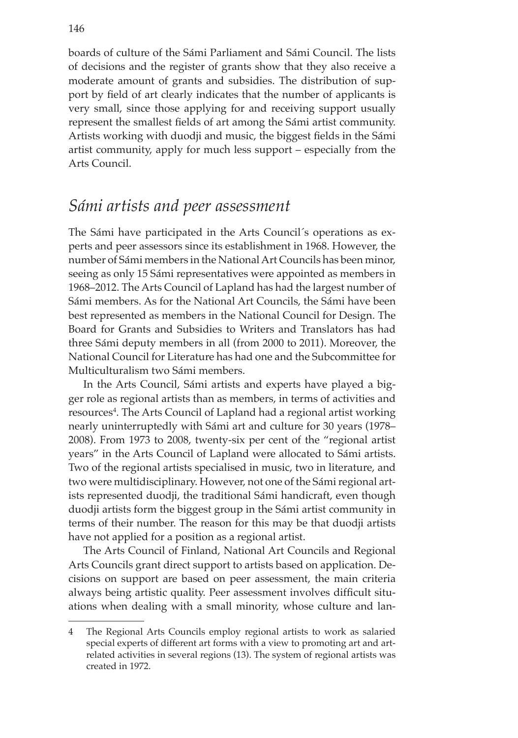boards of culture of the Sámi Parliament and Sámi Council. The lists of decisions and the register of grants show that they also receive a moderate amount of grants and subsidies. The distribution of support by field of art clearly indicates that the number of applicants is very small, since those applying for and receiving support usually represent the smallest fields of art among the Sámi artist community. Artists working with duodji and music, the biggest fields in the Sámi artist community, apply for much less support – especially from the Arts Council.

## *Sámi artists and peer assessment*

The Sámi have participated in the Arts Council´s operations as experts and peer assessors since its establishment in 1968. However, the number of Sámi members in the National Art Councils has been minor, seeing as only 15 Sámi representatives were appointed as members in 1968–2012. The Arts Council of Lapland has had the largest number of Sámi members. As for the National Art Councils, the Sámi have been best represented as members in the National Council for Design. The Board for Grants and Subsidies to Writers and Translators has had three Sámi deputy members in all (from 2000 to 2011). Moreover, the National Council for Literature has had one and the Subcommittee for Multiculturalism two Sámi members.

In the Arts Council, Sámi artists and experts have played a bigger role as regional artists than as members, in terms of activities and resources[4]. The Arts Council of Lapland had a regional artist working nearly uninterruptedly with Sámi art and culture for 30 years (1978–2008). From 1973 to 2008, twenty-six per cent of the "regional artist years" in the Arts Council of Lapland were allocated to Sámi artists. Two of the regional artists specialised in music, two in literature, and two were multidisciplinary. However, not one of the Sámi regional artists represented duodji, the traditional Sámi handicraft, even though duodji artists form the biggest group in the Sámi artist community in terms of their number. The reason for this may be that duodji artists have not applied for a position as a regional artist.

The Arts Council of Finland, National Art Councils and Regional Arts Councils grant direct support to artists based on application. Decisions on support are based on peer assessment, the main criteria always being artistic quality. Peer assessment involves difficult situations when dealing with a small minority, whose culture and lan-

---

4 The Regional Arts Councils employ regional artists to work as salaried special experts of different art forms with a view to promoting art and art-related activities in several regions (13). The system of regional artists was created in 1972.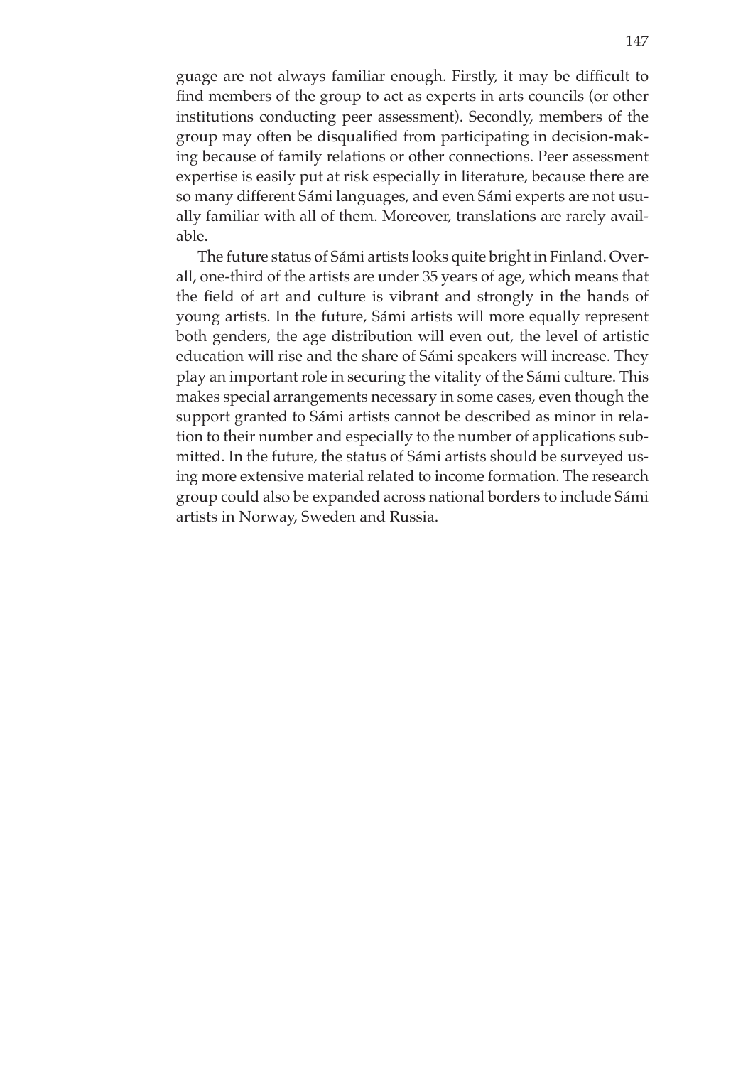guage are not always familiar enough. Firstly, it may be difficult to find members of the group to act as experts in arts councils (or other institutions conducting peer assessment). Secondly, members of the group may often be disqualified from participating in decision-making because of family relations or other connections. Peer assessment expertise is easily put at risk especially in literature, because there are so many different Sámi languages, and even Sámi experts are not usually familiar with all of them. Moreover, translations are rarely available.

The future status of Sámi artists looks quite bright in Finland. Overall, one-third of the artists are under 35 years of age, which means that the field of art and culture is vibrant and strongly in the hands of young artists. In the future, Sámi artists will more equally represent both genders, the age distribution will even out, the level of artistic education will rise and the share of Sámi speakers will increase. They play an important role in securing the vitality of the Sámi culture. This makes special arrangements necessary in some cases, even though the support granted to Sámi artists cannot be described as minor in relation to their number and especially to the number of applications submitted. In the future, the status of Sámi artists should be surveyed using more extensive material related to income formation. The research group could also be expanded across national borders to include Sámi artists in Norway, Sweden and Russia.